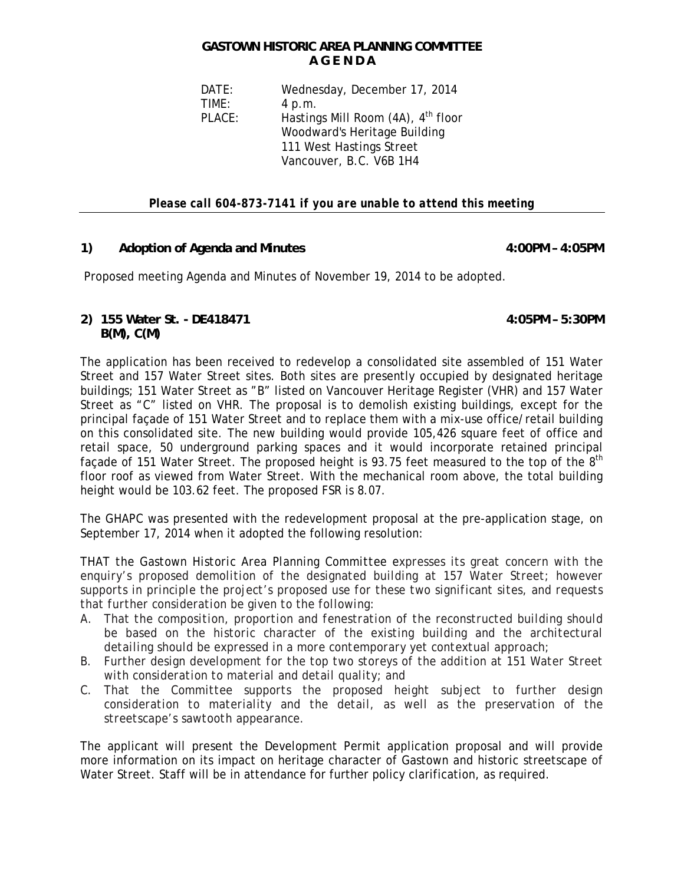# GASTOWN HISTORIC AREA PLANNING COMMITTEE
## A G E N D A

DATE: Wednesday, December 17, 2014
TIME: 4 p.m.
PLACE: Hastings Mill Room (4A), 4th floor
Woodward's Heritage Building
111 West Hastings Street
Vancouver, B.C. V6B 1H4

***Please call 604-873-7141 if you are unable to attend this meeting***

---

**1) Adoption of Agenda and Minutes** **4:00PM – 4:05PM**

Proposed meeting Agenda and Minutes of November 19, 2014 to be adopted.

**2) 155 Water St. - DE418471** **4:05PM – 5:30PM**
**B(M), C(M)**

The application has been received to redevelop a consolidated site assembled of 151 Water Street and 157 Water Street sites. Both sites are presently occupied by designated heritage buildings; 151 Water Street as "B" listed on Vancouver Heritage Register (VHR) and 157 Water Street as "C" listed on VHR. The proposal is to demolish existing buildings, except for the principal façade of 151 Water Street and to replace them with a mix-use office/retail building on this consolidated site. The new building would provide 105,426 square feet of office and retail space, 50 underground parking spaces and it would incorporate retained principal façade of 151 Water Street. The proposed height is 93.75 feet measured to the top of the 8th floor roof as viewed from Water Street. With the mechanical room above, the total building height would be 103.62 feet. The proposed FSR is 8.07.

The GHAPC was presented with the redevelopment proposal at the pre-application stage, on September 17, 2014 when it adopted the following resolution:

*THAT the Gastown Historic Area Planning Committee expresses its great concern with the enquiry's proposed demolition of the designated building at 157 Water Street; however supports in principle the project's proposed use for these two significant sites, and requests that further consideration be given to the following:*

A. *That the composition, proportion and fenestration of the reconstructed building should be based on the historic character of the existing building and the architectural detailing should be expressed in a more contemporary yet contextual approach;*
B. *Further design development for the top two storeys of the addition at 151 Water Street with consideration to material and detail quality; and*
C. *That the Committee supports the proposed height subject to further design consideration to materiality and the detail, as well as the preservation of the streetscape's sawtooth appearance.*

The applicant will present the Development Permit application proposal and will provide more information on its impact on heritage character of Gastown and historic streetscape of Water Street. Staff will be in attendance for further policy clarification, as required.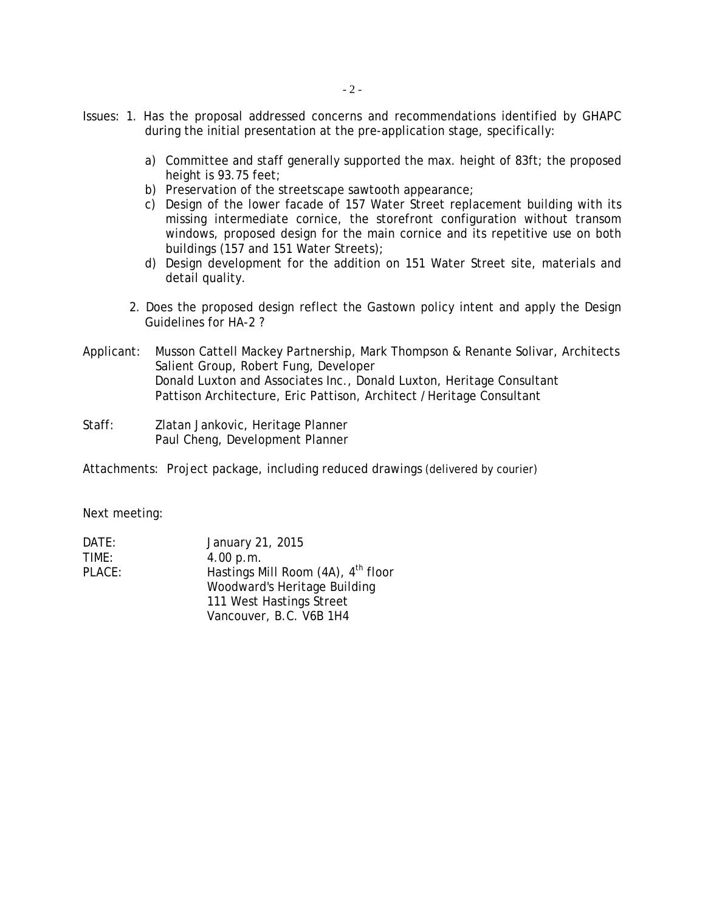Issues: 1. Has the proposal addressed concerns and recommendations identified by GHAPC during the initial presentation at the pre-application stage, specifically:

a) Committee and staff generally supported the max. height of 83ft; the proposed height is 93.75 feet;
b) Preservation of the streetscape sawtooth appearance;
c) Design of the lower facade of 157 Water Street replacement building with its missing intermediate cornice, the storefront configuration without transom windows, proposed design for the main cornice and its repetitive use on both buildings (157 and 151 Water Streets);
d) Design development for the addition on 151 Water Street site, materials and detail quality.

2. Does the proposed design reflect the Gastown policy intent and apply the Design Guidelines for HA-2 ?

Applicant: Musson Cattell Mackey Partnership, Mark Thompson & Renante Solivar, Architects
Salient Group, Robert Fung, Developer
Donald Luxton and Associates Inc., Donald Luxton, Heritage Consultant
Pattison Architecture, Eric Pattison, Architect / Heritage Consultant

Staff: Zlatan Jankovic, Heritage Planner
Paul Cheng, Development Planner

Attachments: Project package, including reduced drawings (delivered by courier)

Next meeting:

DATE: January 21, 2015
TIME: 4.00 p.m.
PLACE: Hastings Mill Room (4A), 4th floor
Woodward's Heritage Building
111 West Hastings Street
Vancouver, B.C. V6B 1H4